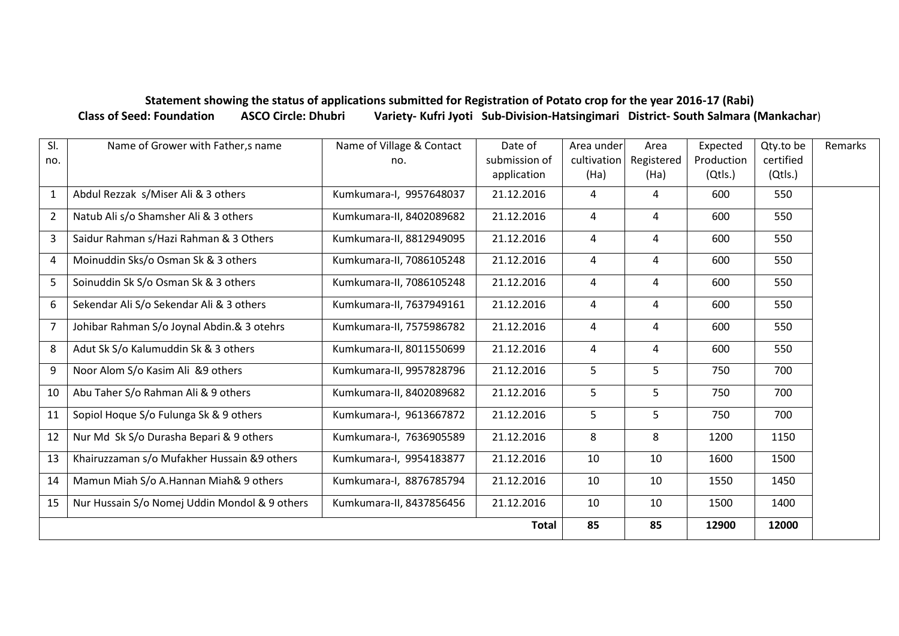**Statement showing the status of applications submitted for Registration of Potato crop for the year 2016-17 (Rabi)**

**Class of Seed: Foundation ASCO Circle: Dhubri Variety- Kufri Jyoti Sub-Division-Hatsingimari District- South Salmara (Mankachar)**

| Sl. no. | Name of Grower with Father,s name | Name of Village & Contact no. | Date of submission of application | Area under cultivation (Ha) | Area Registered (Ha) | Expected Production (Qtls.) | Qty.to be certified (Qtls.) | Remarks |
|---|---|---|---|---|---|---|---|---|
| 1 | Abdul Rezzak s/Miser Ali & 3 others | Kumkumara-I, 9957648037 | 21.12.2016 | 4 | 4 | 600 | 550 | |
| 2 | Natub Ali s/o Shamsher Ali & 3 others | Kumkumara-II, 8402089682 | 21.12.2016 | 4 | 4 | 600 | 550 | |
| 3 | Saidur Rahman s/Hazi Rahman & 3 Others | Kumkumara-II, 8812949095 | 21.12.2016 | 4 | 4 | 600 | 550 | |
| 4 | Moinuddin Sks/o Osman Sk & 3 others | Kumkumara-II, 7086105248 | 21.12.2016 | 4 | 4 | 600 | 550 | |
| 5 | Soinuddin Sk S/o Osman Sk & 3 others | Kumkumara-II, 7086105248 | 21.12.2016 | 4 | 4 | 600 | 550 | |
| 6 | Sekendar Ali S/o Sekendar Ali & 3 others | Kumkumara-II, 7637949161 | 21.12.2016 | 4 | 4 | 600 | 550 | |
| 7 | Johibar Rahman S/o Joynal Abdin.& 3 otehrs | Kumkumara-II, 7575986782 | 21.12.2016 | 4 | 4 | 600 | 550 | |
| 8 | Adut Sk S/o Kalumuddin Sk & 3 others | Kumkumara-II, 8011550699 | 21.12.2016 | 4 | 4 | 600 | 550 | |
| 9 | Noor Alom S/o Kasim Ali &9 others | Kumkumara-II, 9957828796 | 21.12.2016 | 5 | 5 | 750 | 700 | |
| 10 | Abu Taher S/o Rahman Ali & 9 others | Kumkumara-II, 8402089682 | 21.12.2016 | 5 | 5 | 750 | 700 | |
| 11 | Sopiol Hoque S/o Fulunga Sk & 9 others | Kumkumara-I, 9613667872 | 21.12.2016 | 5 | 5 | 750 | 700 | |
| 12 | Nur Md Sk S/o Durasha Bepari & 9 others | Kumkumara-I, 7636905589 | 21.12.2016 | 8 | 8 | 1200 | 1150 | |
| 13 | Khairuzzaman s/o Mufakher Hussain &9 others | Kumkumara-I, 9954183877 | 21.12.2016 | 10 | 10 | 1600 | 1500 | |
| 14 | Mamun Miah S/o A.Hannan Miah& 9 others | Kumkumara-I, 8876785794 | 21.12.2016 | 10 | 10 | 1550 | 1450 | |
| 15 | Nur Hussain S/o Nomej Uddin Mondol & 9 others | Kumkumara-II, 8437856456 | 21.12.2016 | 10 | 10 | 1500 | 1400 | |
| | | | **Total** | **85** | **85** | **12900** | **12000** | |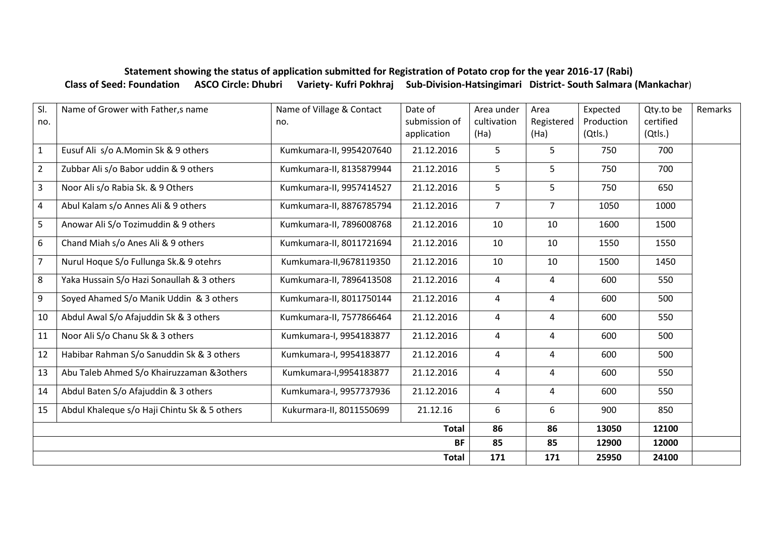**Statement showing the status of application submitted for Registration of Potato crop for the year 2016-17 (Rabi)**

**Class of Seed: Foundation ASCO Circle: Dhubri Variety- Kufri Pokhraj Sub-Division-Hatsingimari District- South Salmara (Mankachar)**

| Sl. no. | Name of Grower with Father,s name | Name of Village & Contact no. | Date of submission of application | Area under cultivation (Ha) | Area Registered (Ha) | Expected Production (Qtls.) | Qty.to be certified (Qtls.) | Remarks |
|---|---|---|---|---|---|---|---|---|
| 1 | Eusuf Ali s/o A.Momin Sk & 9 others | Kumkumara-II, 9954207640 | 21.12.2016 | 5 | 5 | 750 | 700 | |
| 2 | Zubbar Ali s/o Babor uddin & 9 others | Kumkumara-II, 8135879944 | 21.12.2016 | 5 | 5 | 750 | 700 | |
| 3 | Noor Ali s/o Rabia Sk. & 9 Others | Kumkumara-II, 9957414527 | 21.12.2016 | 5 | 5 | 750 | 650 | |
| 4 | Abul Kalam s/o Annes Ali & 9 others | Kumkumara-II, 8876785794 | 21.12.2016 | 7 | 7 | 1050 | 1000 | |
| 5 | Anowar Ali S/o Tozimuddin & 9 others | Kumkumara-II, 7896008768 | 21.12.2016 | 10 | 10 | 1600 | 1500 | |
| 6 | Chand Miah s/o Anes Ali & 9 others | Kumkumara-II, 8011721694 | 21.12.2016 | 10 | 10 | 1550 | 1550 | |
| 7 | Nurul Hoque S/o Fullunga Sk.& 9 otehrs | Kumkumara-II,9678119350 | 21.12.2016 | 10 | 10 | 1500 | 1450 | |
| 8 | Yaka Hussain S/o Hazi Sonaullah & 3 others | Kumkumara-II, 7896413508 | 21.12.2016 | 4 | 4 | 600 | 550 | |
| 9 | Soyed Ahamed S/o Manik Uddin & 3 others | Kumkumara-II, 8011750144 | 21.12.2016 | 4 | 4 | 600 | 500 | |
| 10 | Abdul Awal S/o Afajuddin Sk & 3 others | Kumkumara-II, 7577866464 | 21.12.2016 | 4 | 4 | 600 | 550 | |
| 11 | Noor Ali S/o Chanu Sk & 3 others | Kumkumara-I, 9954183877 | 21.12.2016 | 4 | 4 | 600 | 500 | |
| 12 | Habibar Rahman S/o Sanuddin Sk & 3 others | Kumkumara-I, 9954183877 | 21.12.2016 | 4 | 4 | 600 | 500 | |
| 13 | Abu Taleb Ahmed S/o Khairuzzaman &3others | Kumkumara-I,9954183877 | 21.12.2016 | 4 | 4 | 600 | 550 | |
| 14 | Abdul Baten S/o Afajuddin & 3 others | Kumkumara-I, 9957737936 | 21.12.2016 | 4 | 4 | 600 | 550 | |
| 15 | Abdul Khaleque s/o Haji Chintu Sk & 5 others | Kukurmara-II, 8011550699 | 21.12.16 | 6 | 6 | 900 | 850 | |
| | | | **Total** | **86** | **86** | **13050** | **12100** | |
| | | | **BF** | **85** | **85** | **12900** | **12000** | |
| | | | **Total** | **171** | **171** | **25950** | **24100** | |